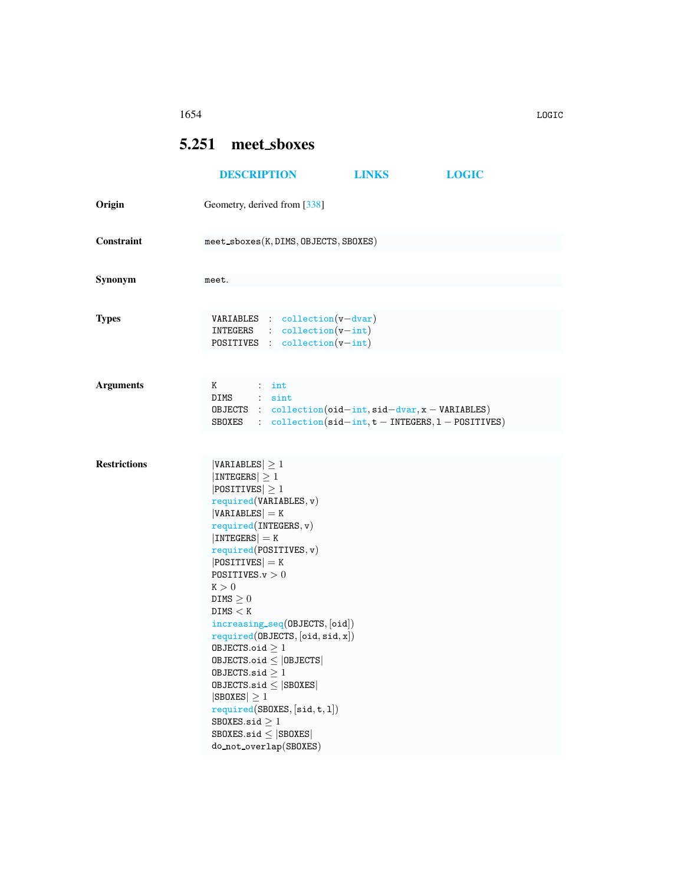## 5.251 meet_sboxes

DESCRIPTION LINKS LOGIC

**Origin** Geometry, derived from [338]

**Constraint** 

```
meet_sboxes(K, DIMS, OBJECTS, SBOXES)
```

**Synonym** 

```
meet.
```

**Types**

```
VARIABLES : collection(v-dvar)
INTEGERS  : collection(v-int)
POSITIVES : collection(v-int)
```

**Arguments**

```
K       : int
DIMS    : sint
OBJECTS : collection(oid-int, sid-dvar, x - VARIABLES)
SBOXES  : collection(sid-int, t - INTEGERS, l - POSITIVES)
```

**Restrictions**

```
|VARIABLES| ≥ 1
|INTEGERS| ≥ 1
|POSITIVES| ≥ 1
required(VARIABLES, v)
|VARIABLES| = K
required(INTEGERS, v)
|INTEGERS| = K
required(POSITIVES, v)
|POSITIVES| = K
POSITIVES.v > 0
K > 0
DIMS ≥ 0
DIMS < K
increasing_seq(OBJECTS, [oid])
required(OBJECTS, [oid, sid, x])
OBJECTS.oid ≥ 1
OBJECTS.oid ≤ |OBJECTS|
OBJECTS.sid ≥ 1
OBJECTS.sid ≤ |SBOXES|
|SBOXES| ≥ 1
required(SBOXES, [sid, t, l])
SBOXES.sid ≥ 1
SBOXES.sid ≤ |SBOXES|
do_not_overlap(SBOXES)
```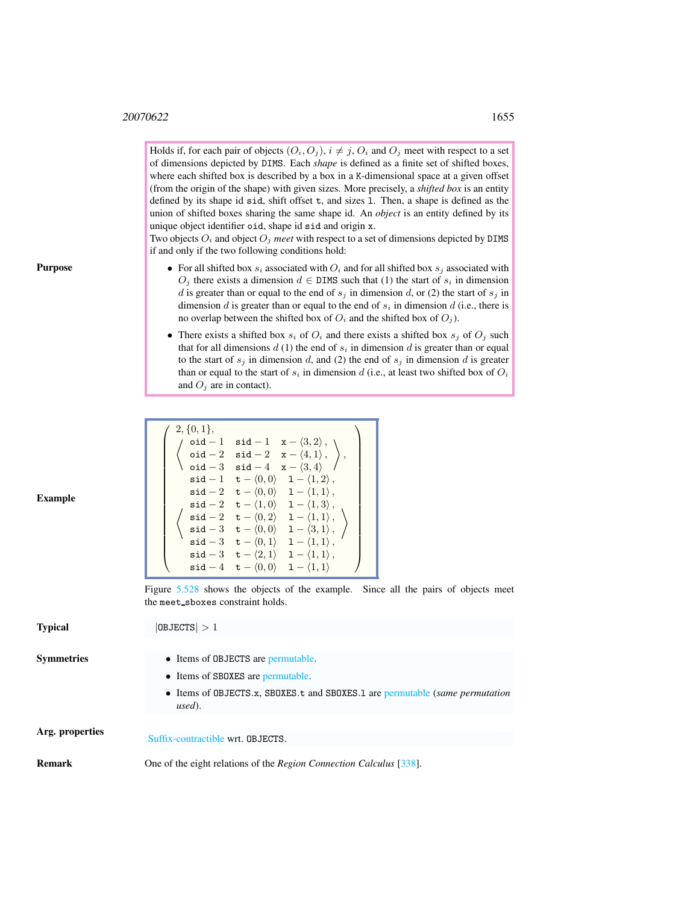**Purpose**

Holds if, for each pair of objects $(O_i, O_j)$, $i \neq j$, $O_i$ and $O_j$ meet with respect to a set of dimensions depicted by `DIMS`. Each *shape* is defined as a finite set of shifted boxes, where each shifted box is described by a box in a `K`-dimensional space at a given offset (from the origin of the shape) with given sizes. More precisely, a *shifted box* is an entity defined by its shape id `sid`, shift offset `t`, and sizes `l`. Then, a shape is defined as the union of shifted boxes sharing the same shape id. An *object* is an entity defined by its unique object identifier `oid`, shape id `sid` and origin `x`.

Two objects $O_i$ and object $O_j$ *meet* with respect to a set of dimensions depicted by `DIMS` if and only if the two following conditions hold:

- For all shifted box $s_i$ associated with $O_i$ and for all shifted box $s_j$ associated with $O_j$ there exists a dimension $d \in$ `DIMS` such that (1) the start of $s_i$ in dimension $d$ is greater than or equal to the end of $s_j$ in dimension $d$, or (2) the start of $s_j$ in dimension $d$ is greater than or equal to the end of $s_i$ in dimension $d$ (i.e., there is no overlap between the shifted box of $O_i$ and the shifted box of $O_j$).
- There exists a shifted box $s_i$ of $O_i$ and there exists a shifted box $s_j$ of $O_j$ such that for all dimensions $d$ (1) the end of $s_i$ in dimension $d$ is greater than or equal to the start of $s_j$ in dimension $d$, and (2) the end of $s_j$ in dimension $d$ is greater than or equal to the start of $s_i$ in dimension $d$ (i.e., at least two shifted box of $O_i$ and $O_j$ are in contact).

**Example**

$$
\left(\begin{array}{l}
2, \{0,1\}, \\
\left\langle\begin{array}{lll}
\texttt{oid}-1 & \texttt{sid}-1 & \texttt{x}-\langle 3,2\rangle, \\
\texttt{oid}-2 & \texttt{sid}-2 & \texttt{x}-\langle 4,1\rangle, \\
\texttt{oid}-3 & \texttt{sid}-4 & \texttt{x}-\langle 3,4\rangle
\end{array}\right\rangle, \\
\left\langle\begin{array}{lll}
\texttt{sid}-1 & \texttt{t}-\langle 0,0\rangle & \texttt{l}-\langle 1,2\rangle, \\
\texttt{sid}-2 & \texttt{t}-\langle 0,0\rangle & \texttt{l}-\langle 1,1\rangle, \\
\texttt{sid}-2 & \texttt{t}-\langle 1,0\rangle & \texttt{l}-\langle 1,3\rangle, \\
\texttt{sid}-2 & \texttt{t}-\langle 0,2\rangle & \texttt{l}-\langle 1,1\rangle, \\
\texttt{sid}-3 & \texttt{t}-\langle 0,0\rangle & \texttt{l}-\langle 3,1\rangle, \\
\texttt{sid}-3 & \texttt{t}-\langle 0,1\rangle & \texttt{l}-\langle 1,1\rangle, \\
\texttt{sid}-3 & \texttt{t}-\langle 2,1\rangle & \texttt{l}-\langle 1,1\rangle, \\
\texttt{sid}-4 & \texttt{t}-\langle 0,0\rangle & \texttt{l}-\langle 1,1\rangle
\end{array}\right\rangle
\end{array}\right)
$$

Figure 5.528 shows the objects of the example. Since all the pairs of objects meet the `meet_sboxes` constraint holds.

**Typical**

$|\texttt{OBJECTS}| > 1$

**Symmetries**

- Items of `OBJECTS` are permutable.
- Items of `SBOXES` are permutable.
- Items of `OBJECTS.x`, `SBOXES.t` and `SBOXES.l` are permutable (*same permutation used*).

**Arg. properties**

Suffix-contractible wrt. `OBJECTS`.

**Remark**

One of the eight relations of the *Region Connection Calculus* [338].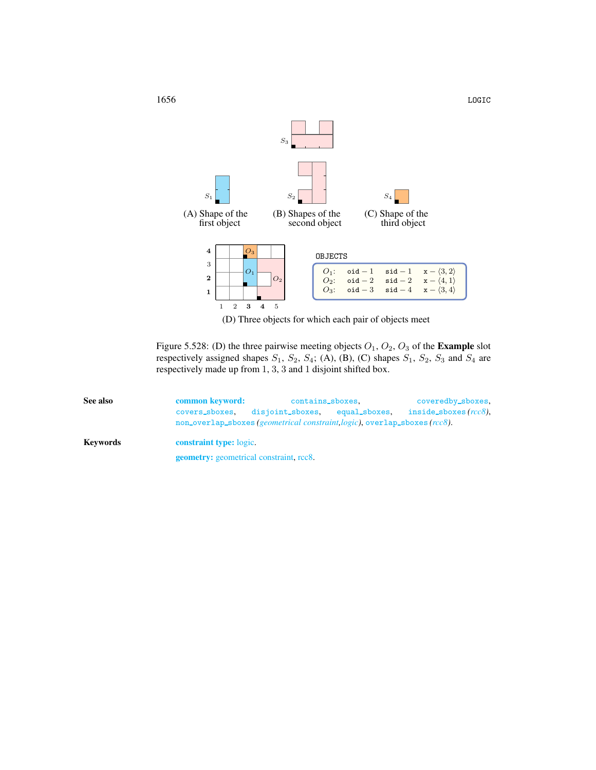(A) Shape of the first object

(B) Shapes of the second object

(C) Shape of the third object

OBJECTS

| | | | |
|---|---|---|---|
| $O_1$: | oid − 1 | sid − 1 | x − ⟨3, 2⟩ |
| $O_2$: | oid − 2 | sid − 2 | x − ⟨4, 1⟩ |
| $O_3$: | oid − 3 | sid − 4 | x − ⟨3, 4⟩ |

(D) Three objects for which each pair of objects meet

Figure 5.528: (D) the three pairwise meeting objects $O_1$, $O_2$, $O_3$ of the **Example** slot respectively assigned shapes $S_1$, $S_2$, $S_4$; (A), (B), (C) shapes $S_1$, $S_2$, $S_3$ and $S_4$ are respectively made up from 1, 3, 3 and 1 disjoint shifted box.

**See also** **common keyword:** `contains_sboxes`, `coveredby_sboxes`, `covers_sboxes`, `disjoint_sboxes`, `equal_sboxes`, `inside_sboxes` *(rcc8)*, `non_overlap_sboxes` *(geometrical constraint,logic)*, `overlap_sboxes` *(rcc8)*.

**Keywords** **constraint type:** logic.

**geometry:** geometrical constraint, rcc8.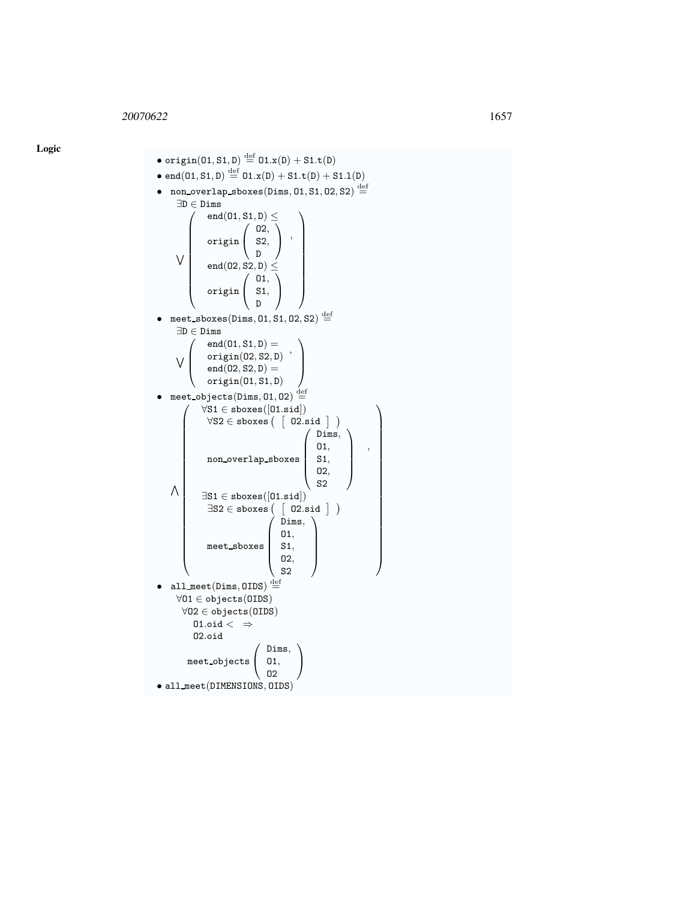**Logic**

- $\texttt{origin(O1, S1, D)} \stackrel{\text{def}}{=} \texttt{O1.x(D)} + \texttt{S1.t(D)}$
- $\texttt{end(O1, S1, D)} \stackrel{\text{def}}{=} \texttt{O1.x(D)} + \texttt{S1.t(D)} + \texttt{S1.l(D)}$
- $\texttt{non\_overlap\_sboxes(Dims, O1, S1, O2, S2)} \stackrel{\text{def}}{=}$

$$
\exists \texttt{D} \in \texttt{Dims} \quad \bigvee \left( \begin{array}{l} \texttt{end(O1, S1, D)} \leq \texttt{origin}\left(\begin{array}{c}\texttt{O2,}\\ \texttt{S2,}\\ \texttt{D}\end{array}\right), \\ \texttt{end(O2, S2, D)} \leq \texttt{origin}\left(\begin{array}{c}\texttt{O1,}\\ \texttt{S1,}\\ \texttt{D}\end{array}\right) \end{array} \right)
$$

- $\texttt{meet\_sboxes(Dims, O1, S1, O2, S2)} \stackrel{\text{def}}{=}$

$$
\exists \texttt{D} \in \texttt{Dims} \quad \bigvee \left( \begin{array}{l} \texttt{end(O1, S1, D)} = \texttt{origin(O2, S2, D)}, \\ \texttt{end(O2, S2, D)} = \texttt{origin(O1, S1, D)} \end{array} \right)
$$

- $\texttt{meet\_objects(Dims, O1, O2)} \stackrel{\text{def}}{=}$

$$
\bigwedge \left( \begin{array}{l} \forall \texttt{S1} \in \texttt{sboxes([O1.sid])} \\ \quad \forall \texttt{S2} \in \texttt{sboxes}\left(\left[\ \texttt{O2.sid}\ \right]\right) \\ \quad \texttt{non\_overlap\_sboxes}\left(\begin{array}{c}\texttt{Dims,}\\ \texttt{O1,}\\ \texttt{S1,}\\ \texttt{O2,}\\ \texttt{S2}\end{array}\right), \\ \exists \texttt{S1} \in \texttt{sboxes([O1.sid])} \\ \quad \exists \texttt{S2} \in \texttt{sboxes}\left(\left[\ \texttt{O2.sid}\ \right]\right) \\ \quad \texttt{meet\_sboxes}\left(\begin{array}{c}\texttt{Dims,}\\ \texttt{O1,}\\ \texttt{S1,}\\ \texttt{O2,}\\ \texttt{S2}\end{array}\right) \end{array} \right)
$$

- $\texttt{all\_meet(Dims, OIDS)} \stackrel{\text{def}}{=}$

$$
\begin{array}{l} \forall \texttt{O1} \in \texttt{objects(OIDS)} \\ \quad \forall \texttt{O2} \in \texttt{objects(OIDS)} \\ \quad\quad \texttt{O1.oid} < \texttt{O2.oid} \Rightarrow \\ \quad\quad \texttt{meet\_objects}\left(\begin{array}{c}\texttt{Dims,}\\ \texttt{O1,}\\ \texttt{O2}\end{array}\right) \end{array}
$$

- $\texttt{all\_meet(DIMENSIONS, OIDS)}$